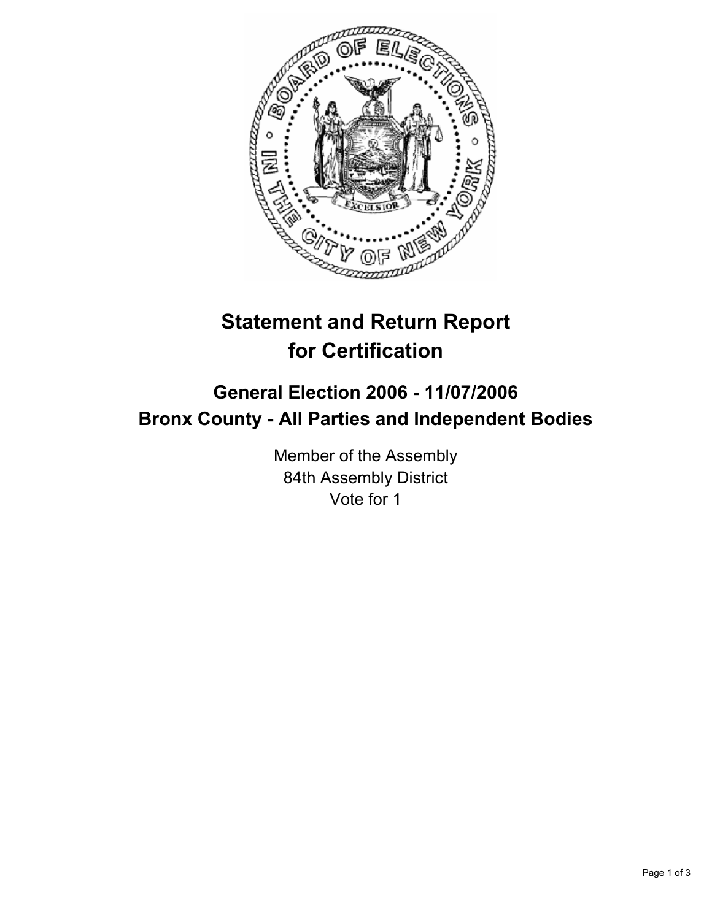# Statement and Return Report for Certification

## General Election 2006 - 11/07/2006
## Bronx County - All Parties and Independent Bodies

Member of the Assembly
84th Assembly District
Vote for 1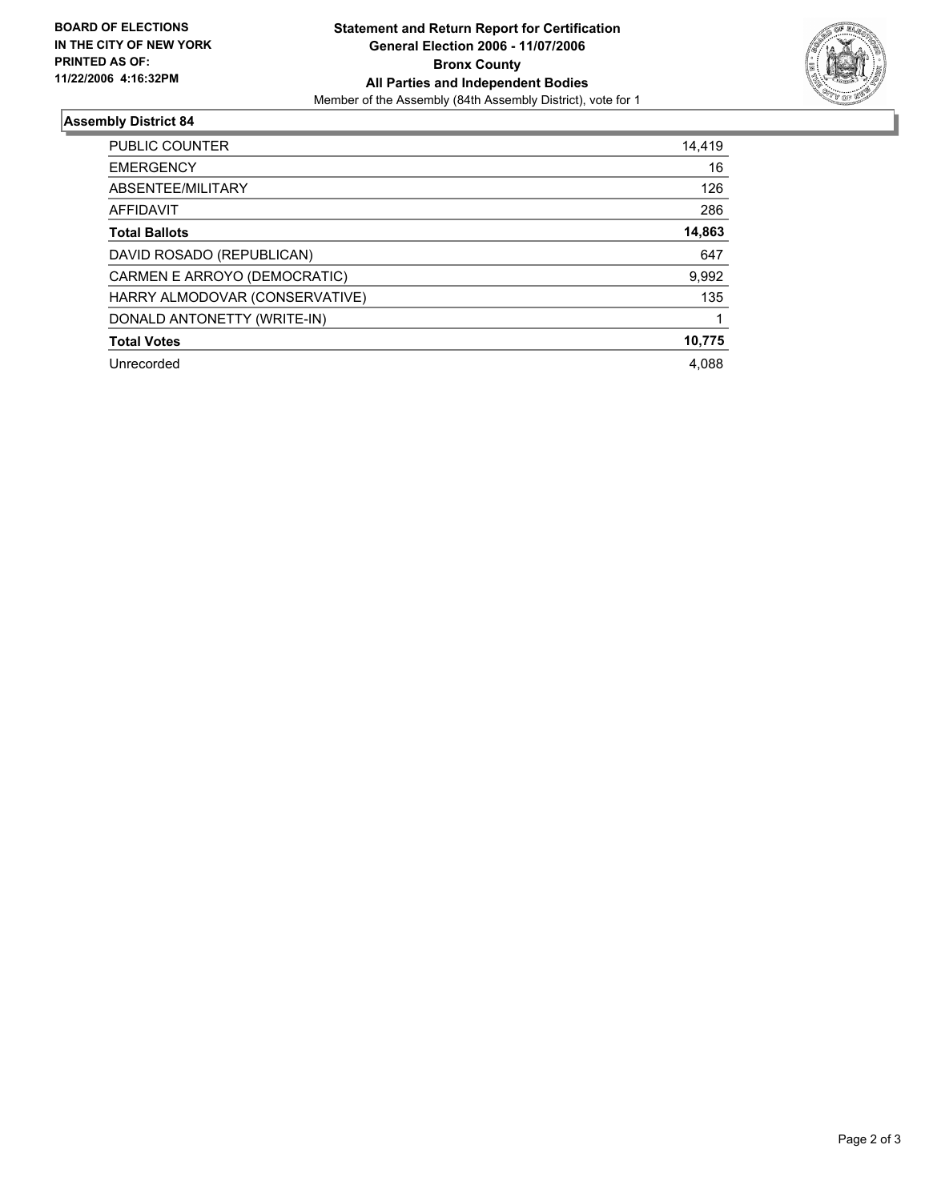**BOARD OF ELECTIONS IN THE CITY OF NEW YORK PRINTED AS OF: 11/22/2006 4:16:32PM**

**Statement and Return Report for Certification**
**General Election 2006 - 11/07/2006**
**Bronx County**
**All Parties and Independent Bodies**
Member of the Assembly (84th Assembly District), vote for 1

## Assembly District 84

| | |
|---|---|
| PUBLIC COUNTER | 14,419 |
| EMERGENCY | 16 |
| ABSENTEE/MILITARY | 126 |
| AFFIDAVIT | 286 |
| **Total Ballots** | **14,863** |
| DAVID ROSADO (REPUBLICAN) | 647 |
| CARMEN E ARROYO (DEMOCRATIC) | 9,992 |
| HARRY ALMODOVAR (CONSERVATIVE) | 135 |
| DONALD ANTONETTY (WRITE-IN) | 1 |
| **Total Votes** | **10,775** |
| Unrecorded | 4,088 |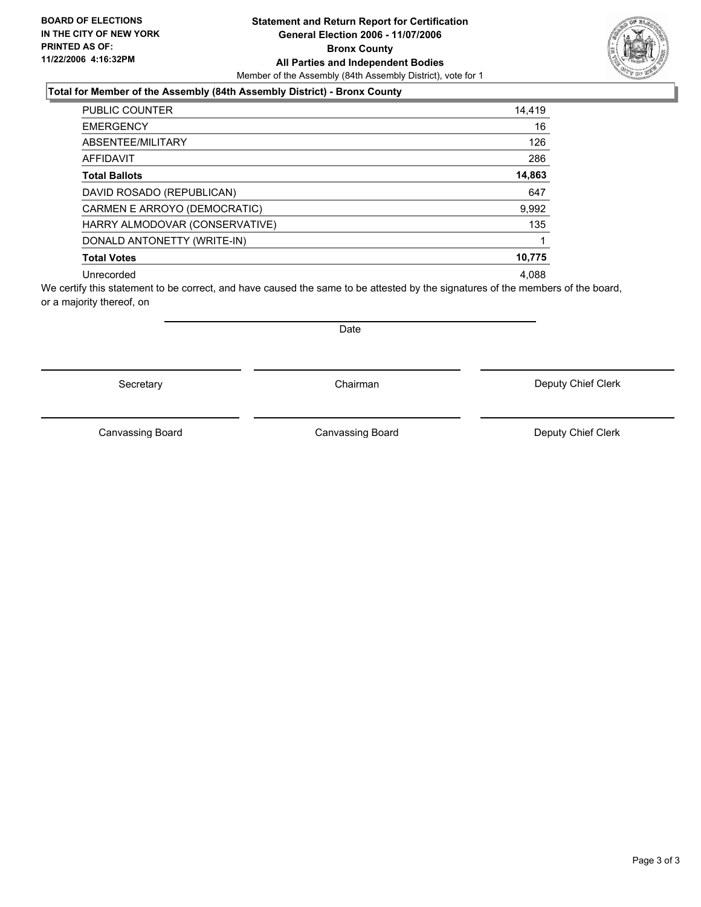**BOARD OF ELECTIONS IN THE CITY OF NEW YORK PRINTED AS OF: 11/22/2006 4:16:32PM**

**Statement and Return Report for Certification**
**General Election 2006 - 11/07/2006**
**Bronx County**
**All Parties and Independent Bodies**
Member of the Assembly (84th Assembly District), vote for 1

**Total for Member of the Assembly (84th Assembly District) - Bronx County**

| | |
|---|---|
| PUBLIC COUNTER | 14,419 |
| EMERGENCY | 16 |
| ABSENTEE/MILITARY | 126 |
| AFFIDAVIT | 286 |
| **Total Ballots** | **14,863** |
| DAVID ROSADO (REPUBLICAN) | 647 |
| CARMEN E ARROYO (DEMOCRATIC) | 9,992 |
| HARRY ALMODOVAR (CONSERVATIVE) | 135 |
| DONALD ANTONETTY (WRITE-IN) | 1 |
| **Total Votes** | **10,775** |
| Unrecorded | 4,088 |

We certify this statement to be correct, and have caused the same to be attested by the signatures of the members of the board, or a majority thereof, on

Date

Secretary

Chairman

Deputy Chief Clerk

Canvassing Board

Canvassing Board

Deputy Chief Clerk